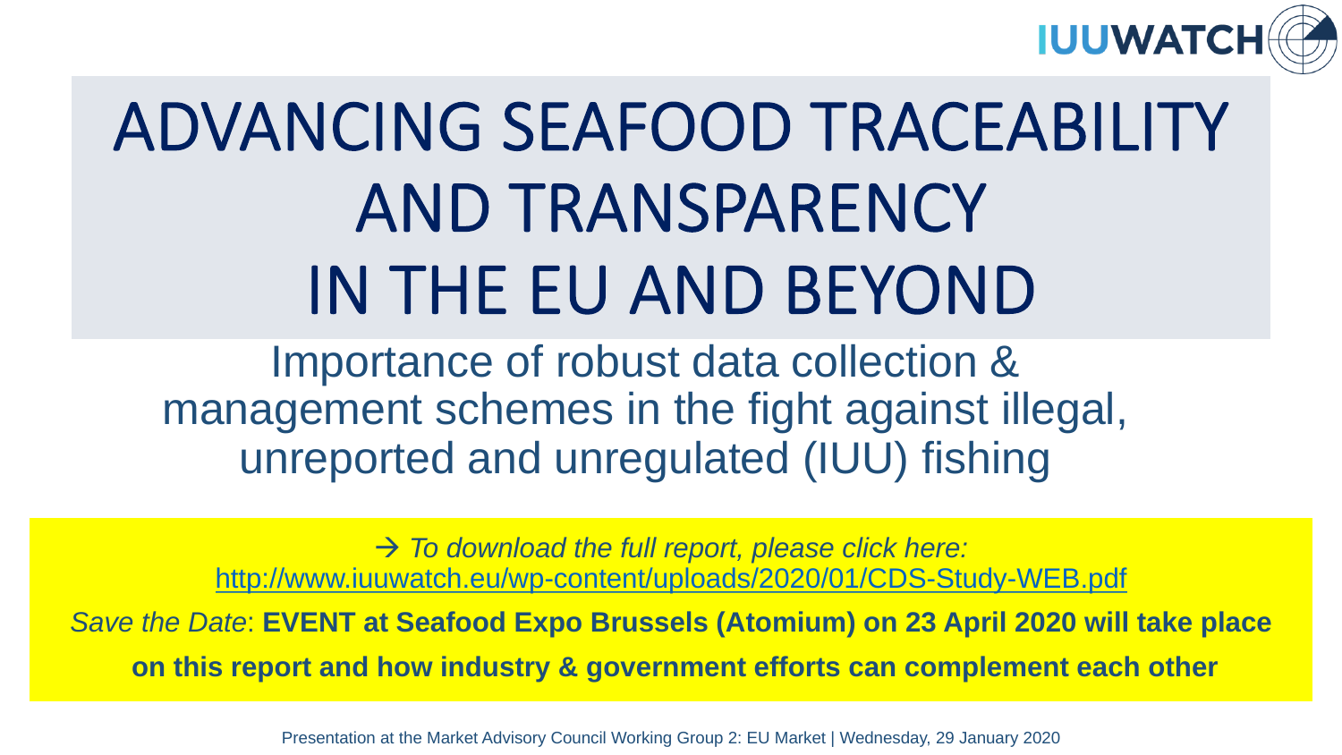IUUWATCH

# ADVANCING SEAFOOD TRACEABILITY AND TRANSPARENCY IN THE EU AND BEYOND

Importance of robust data collection & management schemes in the fight against illegal, unreported and unregulated (IUU) fishing

→ *To download the full report, please click here:*
http://www.iuuwatch.eu/wp-content/uploads/2020/01/CDS-Study-WEB.pdf

*Save the Date*: **EVENT at Seafood Expo Brussels (Atomium) on 23 April 2020 will take place on this report and how industry & government efforts can complement each other**

Presentation at the Market Advisory Council Working Group 2: EU Market | Wednesday, 29 January 2020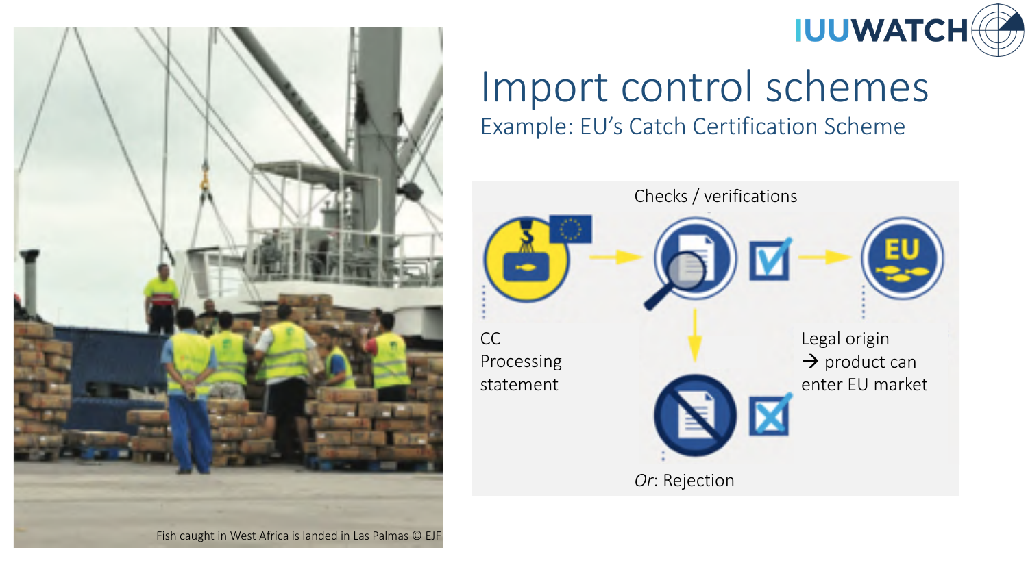# Import control schemes

## Example: EU's Catch Certification Scheme

Checks / verifications

CC
Processing
statement

Legal origin
→ product can
enter EU market

*Or*: Rejection

Fish caught in West Africa is landed in Las Palmas © EJF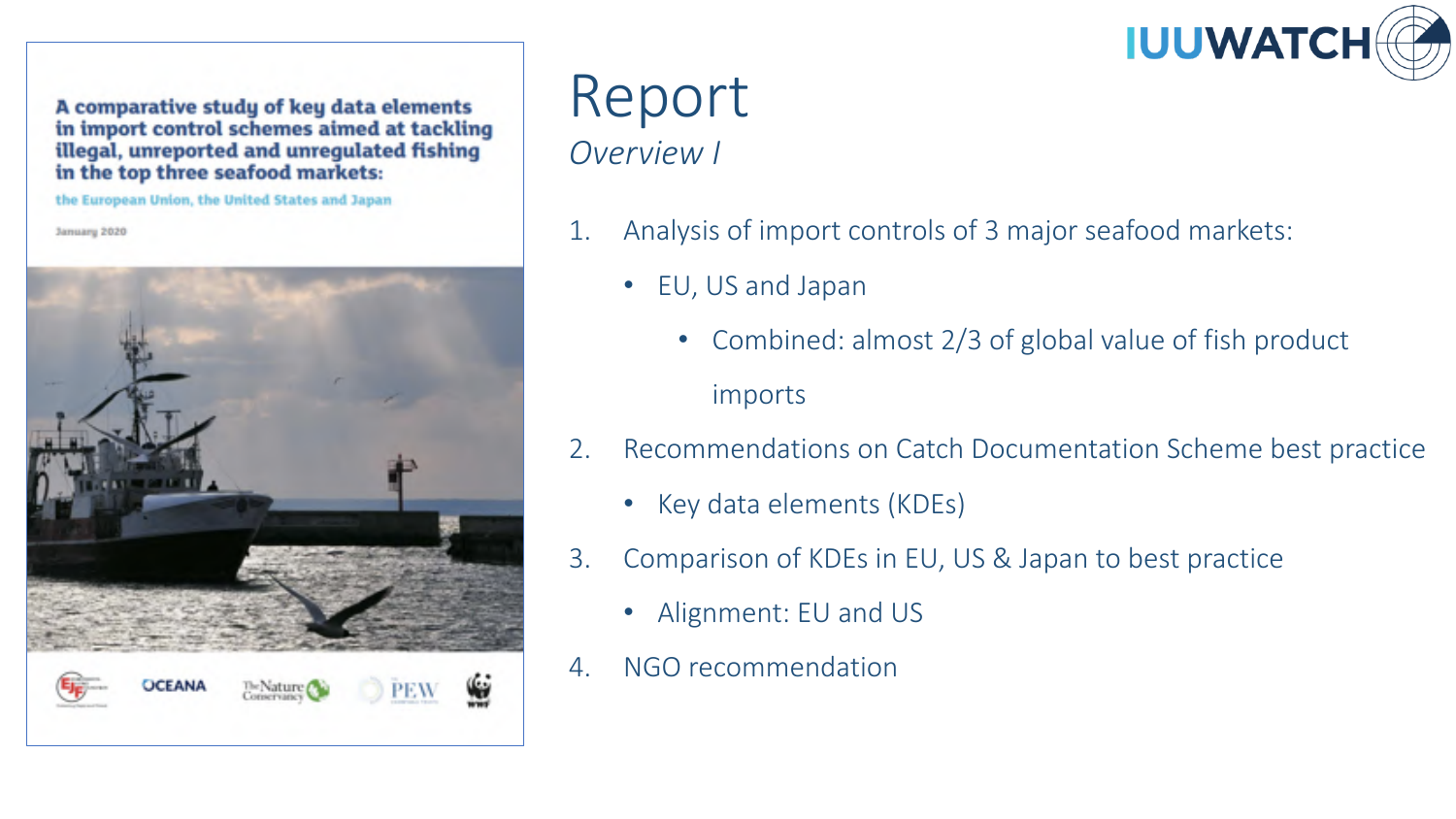# Report

*Overview I*

1. Analysis of import controls of 3 major seafood markets:
   - EU, US and Japan
     - Combined: almost 2/3 of global value of fish product imports
2. Recommendations on Catch Documentation Scheme best practice
   - Key data elements (KDEs)
3. Comparison of KDEs in EU, US & Japan to best practice
   - Alignment: EU and US
4. NGO recommendation

**A comparative study of key data elements in import control schemes aimed at tackling illegal, unreported and unregulated fishing in the top three seafood markets:**

the European Union, the United States and Japan

January 2020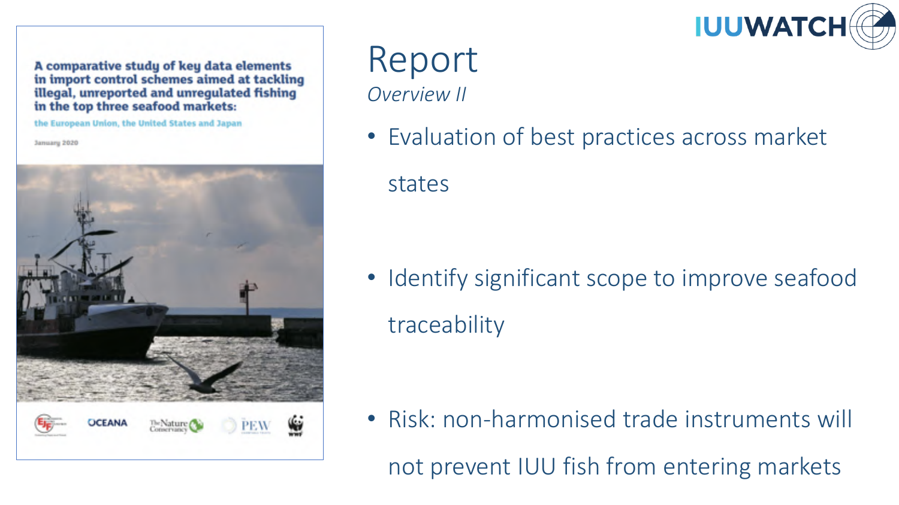# Report

*Overview II*

A comparative study of key data elements in import control schemes aimed at tackling illegal, unreported and unregulated fishing in the top three seafood markets:

the European Union, the United States and Japan

January 2020

- Evaluation of best practices across market states
- Identify significant scope to improve seafood traceability
- Risk: non-harmonised trade instruments will not prevent IUU fish from entering markets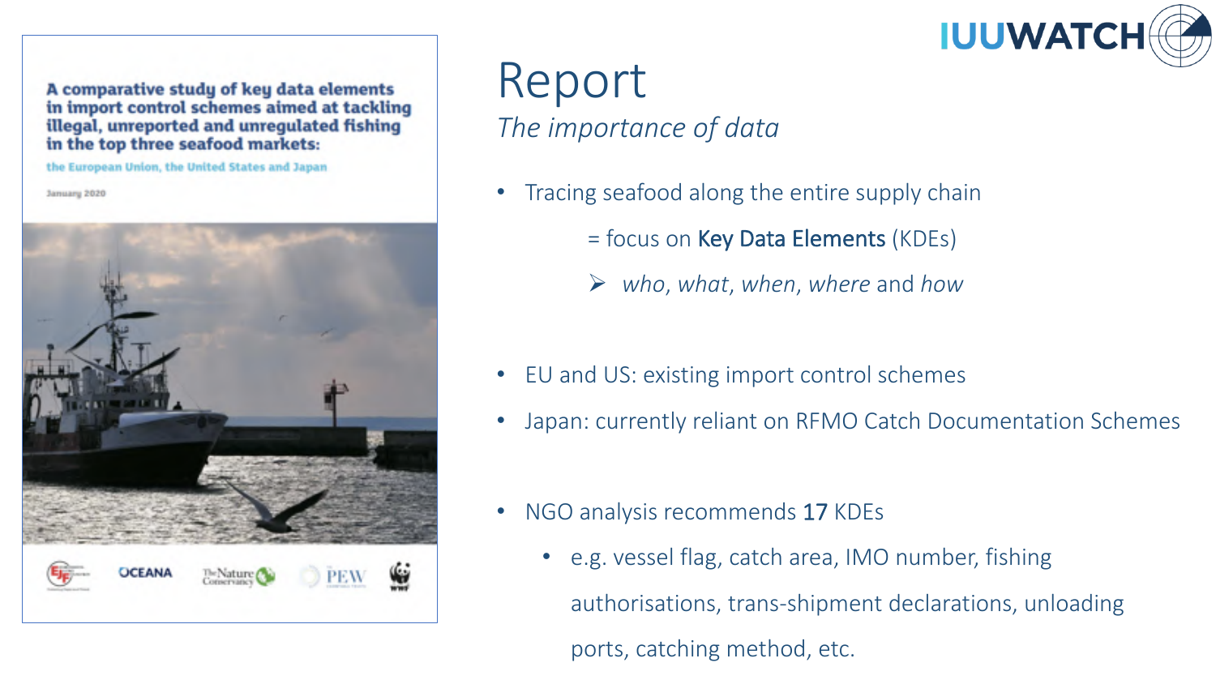# Report

*The importance of data*

- Tracing seafood along the entire supply chain
  - = focus on **Key Data Elements** (KDEs)
  - ➢ *who*, *what*, *when*, *where* and *how*
- EU and US: existing import control schemes
- Japan: currently reliant on RFMO Catch Documentation Schemes
- NGO analysis recommends **17** KDEs
  - e.g. vessel flag, catch area, IMO number, fishing authorisations, trans-shipment declarations, unloading ports, catching method, etc.

A comparative study of key data elements in import control schemes aimed at tackling illegal, unreported and unregulated fishing in the top three seafood markets:

the European Union, the United States and Japan

January 2020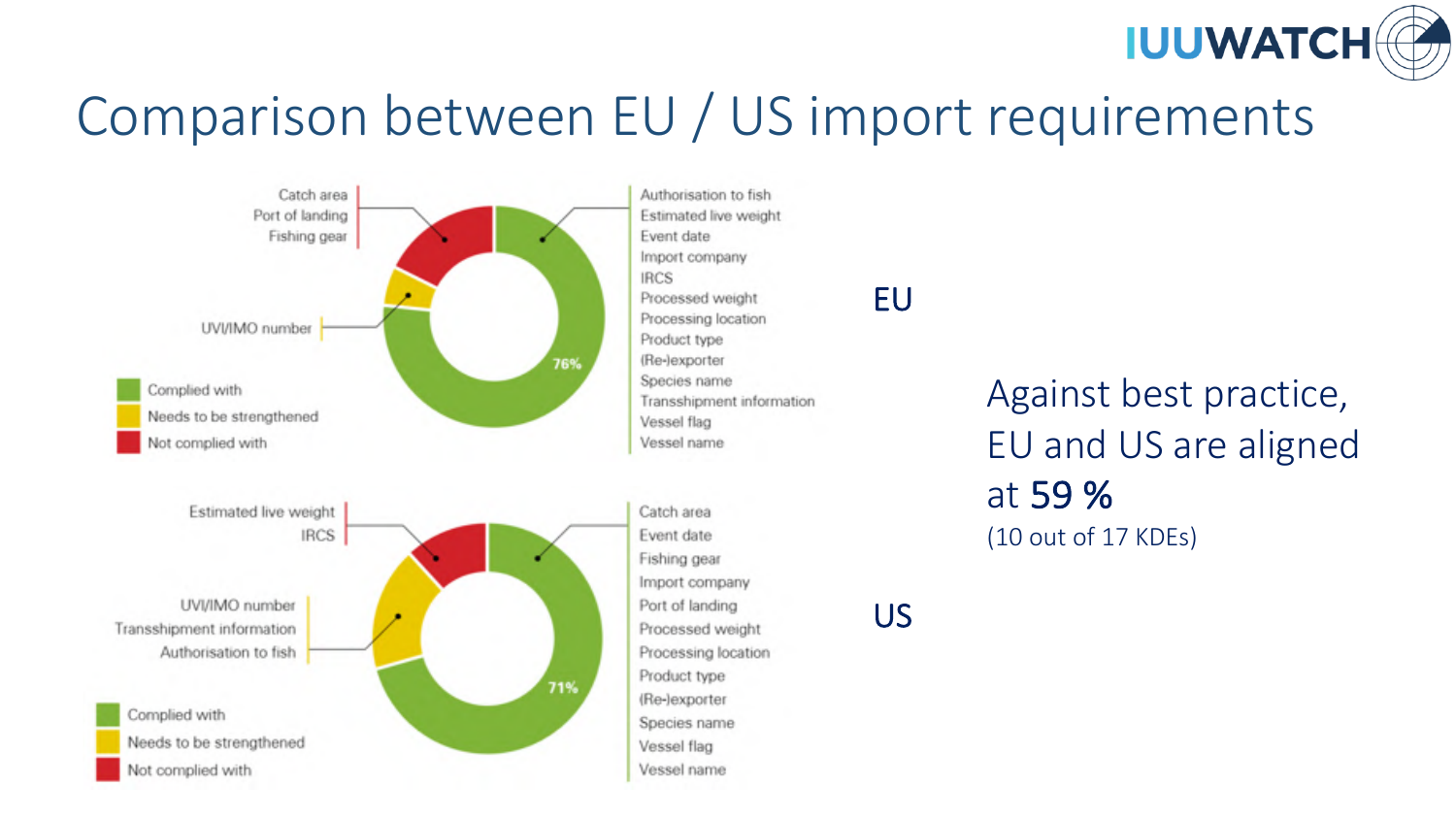# Comparison between EU / US import requirements

**EU**

Not complied with:
- Catch area
- Port of landing
- Fishing gear

Needs to be strengthened:
- UVI/IMO number

Complied with (76%):
- Authorisation to fish
- Estimated live weight
- Event date
- Import company
- IRCS
- Processed weight
- Processing location
- Product type
- (Re-)exporter
- Species name
- Transshipment information
- Vessel flag
- Vessel name

**US**

Not complied with:
- Estimated live weight
- IRCS

Needs to be strengthened:
- UVI/IMO number
- Transshipment information
- Authorisation to fish

Complied with (71%):
- Catch area
- Event date
- Fishing gear
- Import company
- Port of landing
- Processed weight
- Processing location
- Product type
- (Re-)exporter
- Species name
- Vessel flag
- Vessel name

Against best practice, EU and US are aligned at **59 %**
(10 out of 17 KDEs)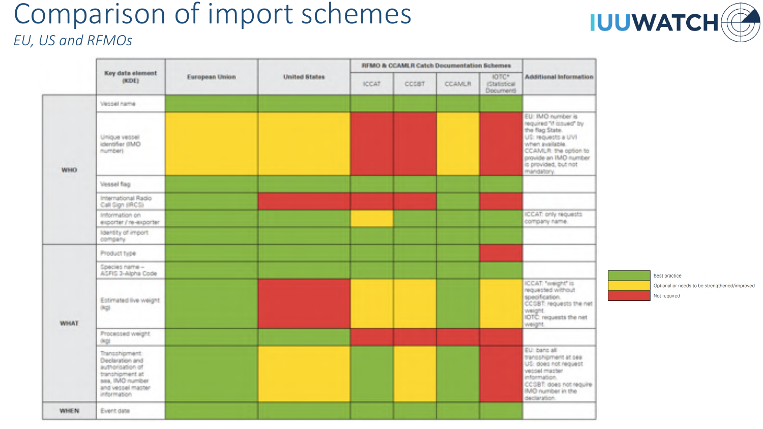# Comparison of import schemes

*EU, US and RFMOs*

| | Key data element (KDE) | European Union | United States | RFMO & CCAMLR Catch Documentation Schemes | | | | Additional information |
|---|---|---|---|---|---|---|---|---|
| | | | | ICCAT | CCSBT | CCAMLR | IOTC* (Statistical Document) | |
| WHO | Vessel name | Best practice | Best practice | Best practice | Best practice | Best practice | Best practice | |
| | Unique vessel identifier (IMO number) | Optional or needs to be strengthened/improved | Optional or needs to be strengthened/improved | Not required | Not required | Optional or needs to be strengthened/improved | Not required | EU: IMO number is required "if issued" by the flag State. US: requests a UVI when available. CCAMLR: the option to provide an IMO number is provided, but not mandatory. |
| | Vessel flag | Best practice | Best practice | Best practice | Best practice | Best practice | Best practice | |
| | International Radio Call Sign (IRCS) | Best practice | Not required | Not required | Not required | Best practice | Not required | |
| | Information on exporter / re-exporter | Best practice | Best practice | Optional or needs to be strengthened/improved | Best practice | Best practice | Best practice | ICCAT: only requests company name. |
| | Identity of import company | Best practice | Best practice | Best practice | Best practice | Best practice | Best practice | |
| WHAT | Product type | Best practice | Best practice | Best practice | Best practice | Best practice | Not required | |
| | Species name – ASFIS 3-Alpha Code | Best practice | Best practice | Best practice | Best practice | Best practice | Best practice | |
| | Estimated live weight (kg) | Best practice | Not required | Optional or needs to be strengthened/improved | Optional or needs to be strengthened/improved | Best practice | Optional or needs to be strengthened/improved | ICCAT: "weight" is requested without specification. CCSBT: requests the net weight. IOTC: requests the net weight. |
| | Processed weight (kg) | Best practice | Best practice | Not required | Not required | Not required | Not required | |
| | Transshipment: Declaration and authorisation of transhipment at sea, IMO number and vessel master information | Best practice | Optional or needs to be strengthened/improved | Best practice | Optional or needs to be strengthened/improved | Best practice | Not required | EU: bans all transshipment at sea. US: does not request vessel master information. CCSBT: does not require IMO number in the declaration. |
| WHEN | Event date | Best practice | Best practice | Best practice | Best practice | Best practice | Best practice | |

Legend:
- Best practice (green)
- Optional or needs to be strengthened/improved (yellow)
- Not required (red)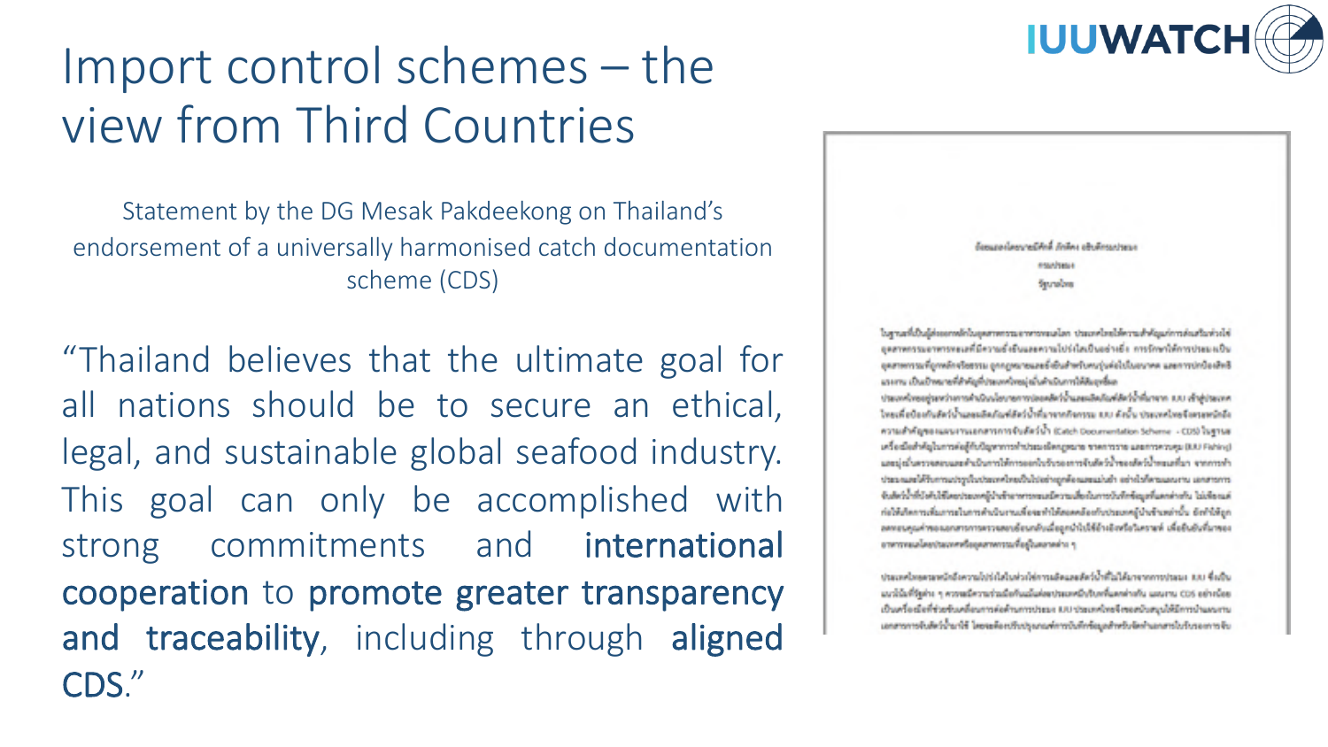# Import control schemes – the view from Third Countries

Statement by the DG Mesak Pakdeekong on Thailand's endorsement of a universally harmonised catch documentation scheme (CDS)

"Thailand believes that the ultimate goal for all nations should be to secure an ethical, legal, and sustainable global seafood industry. This goal can only be accomplished with strong commitments and **international cooperation** to **promote greater transparency and traceability**, including through **aligned CDS**."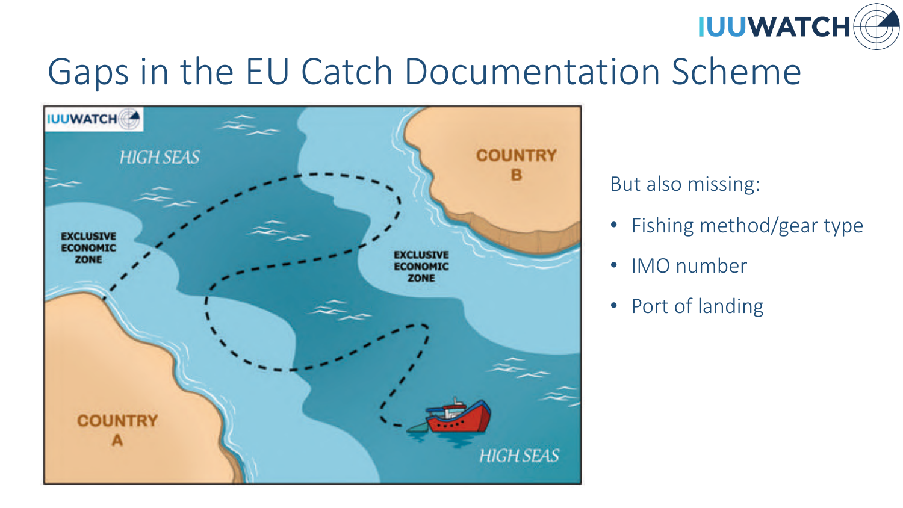# Gaps in the EU Catch Documentation Scheme

But also missing:

- Fishing method/gear type
- IMO number
- Port of landing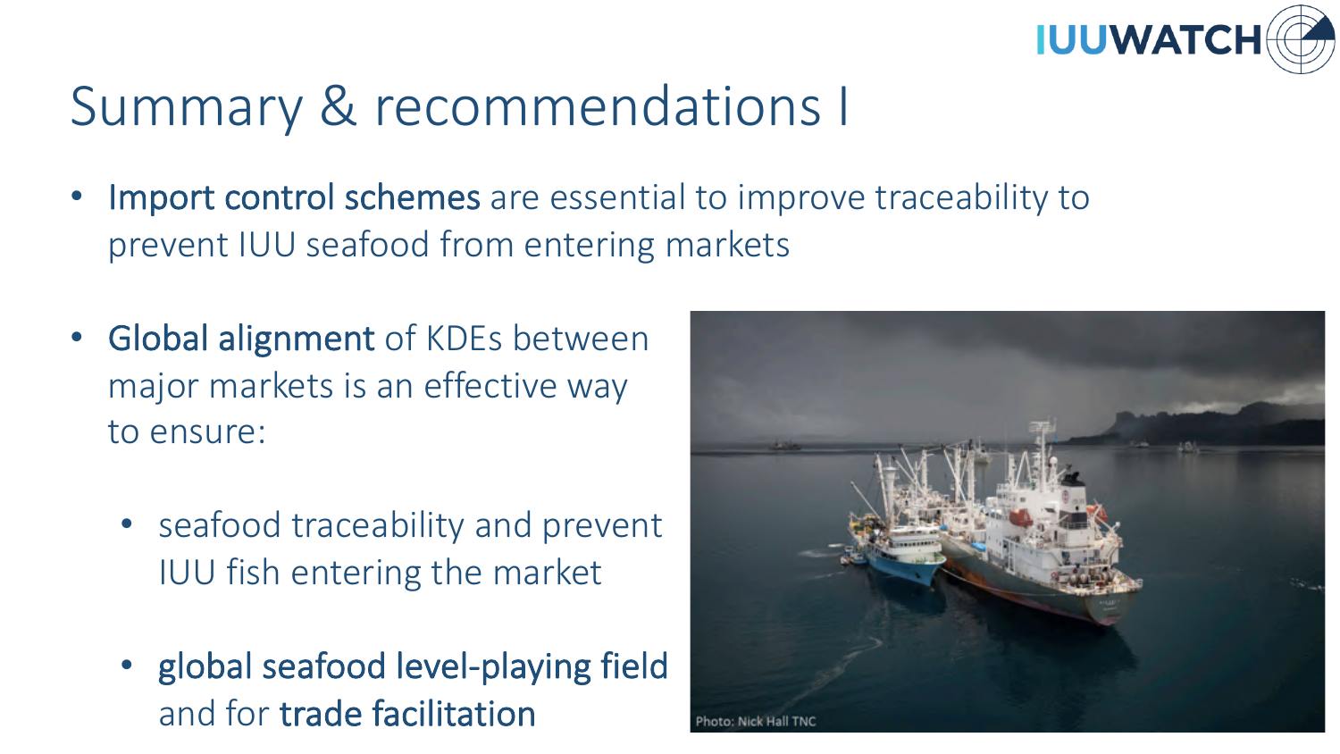# Summary & recommendations I

- **Import control schemes** are essential to improve traceability to prevent IUU seafood from entering markets

- **Global alignment** of KDEs between major markets is an effective way to ensure:
  - seafood traceability and prevent IUU fish entering the market
  - **global seafood level-playing field** and for **trade facilitation**

Photo: Nick Hall TNC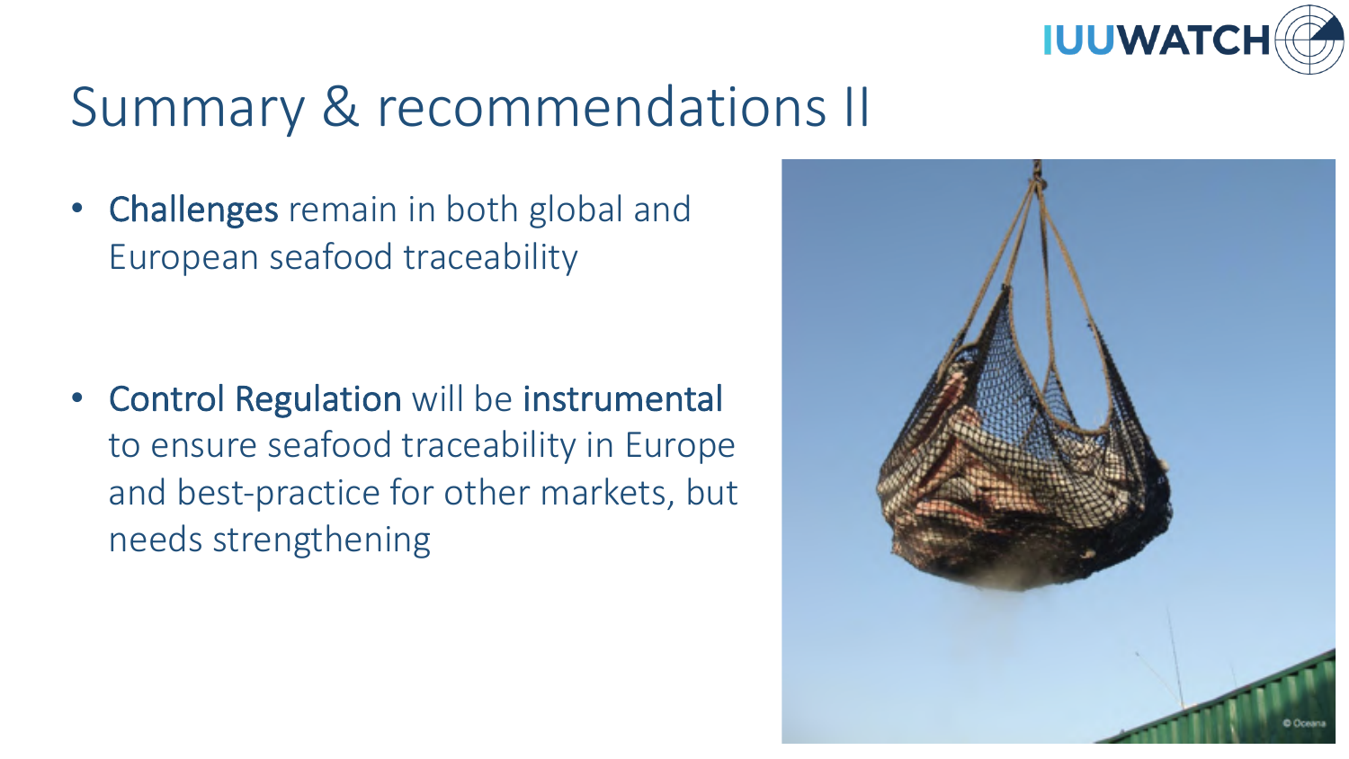# Summary & recommendations II

- **Challenges** remain in both global and European seafood traceability

- **Control Regulation** will be **instrumental** to ensure seafood traceability in Europe and best-practice for other markets, but needs strengthening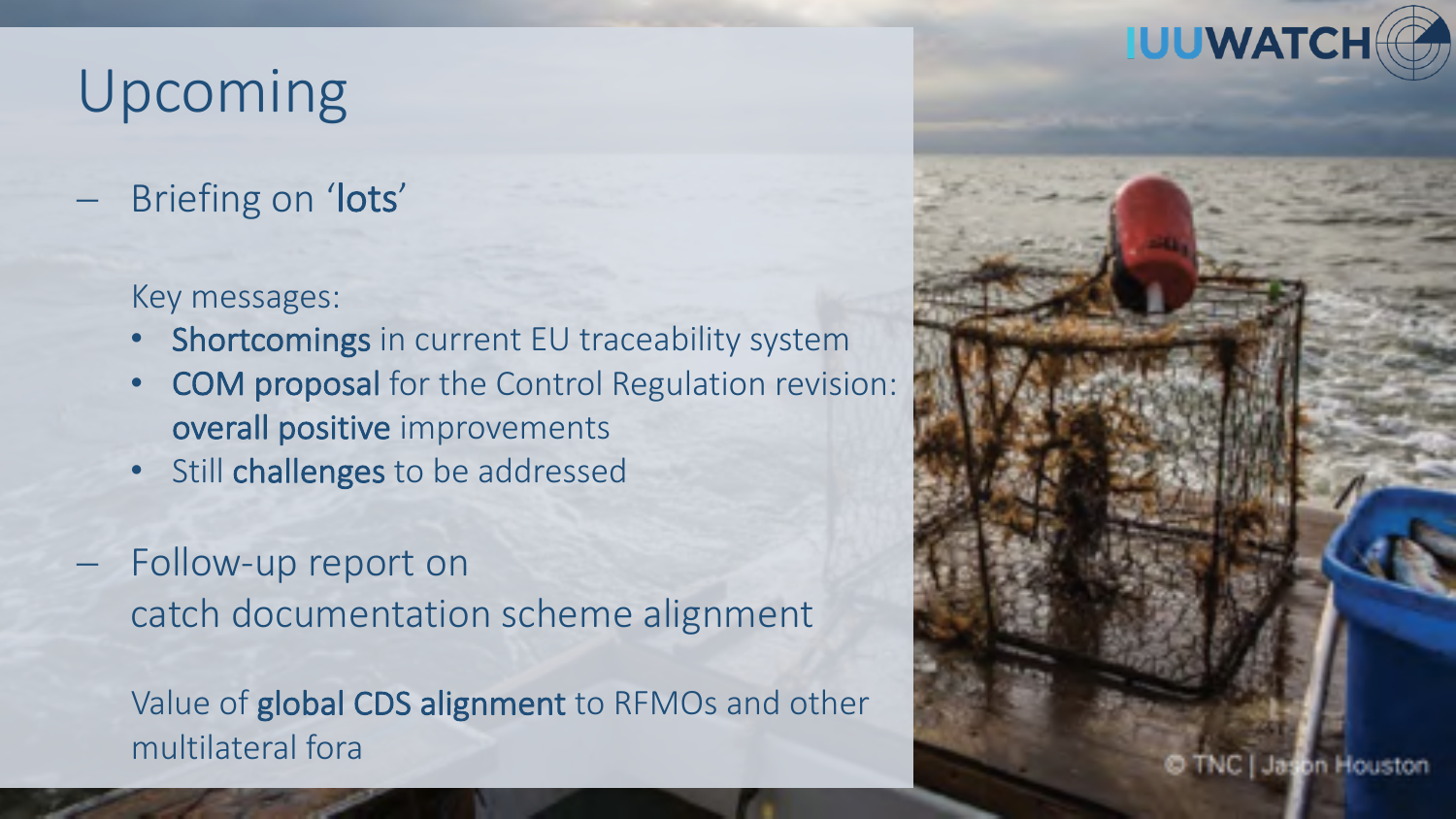# Upcoming

– Briefing on ‘**lots**’

  Key messages:

  - **Shortcomings** in current EU traceability system
  - **COM proposal** for the Control Regulation revision: **overall positive** improvements
  - Still **challenges** to be addressed

– Follow-up report on catch documentation scheme alignment

  Value of **global CDS alignment** to RFMOs and other multilateral fora

© TNC | Jason Houston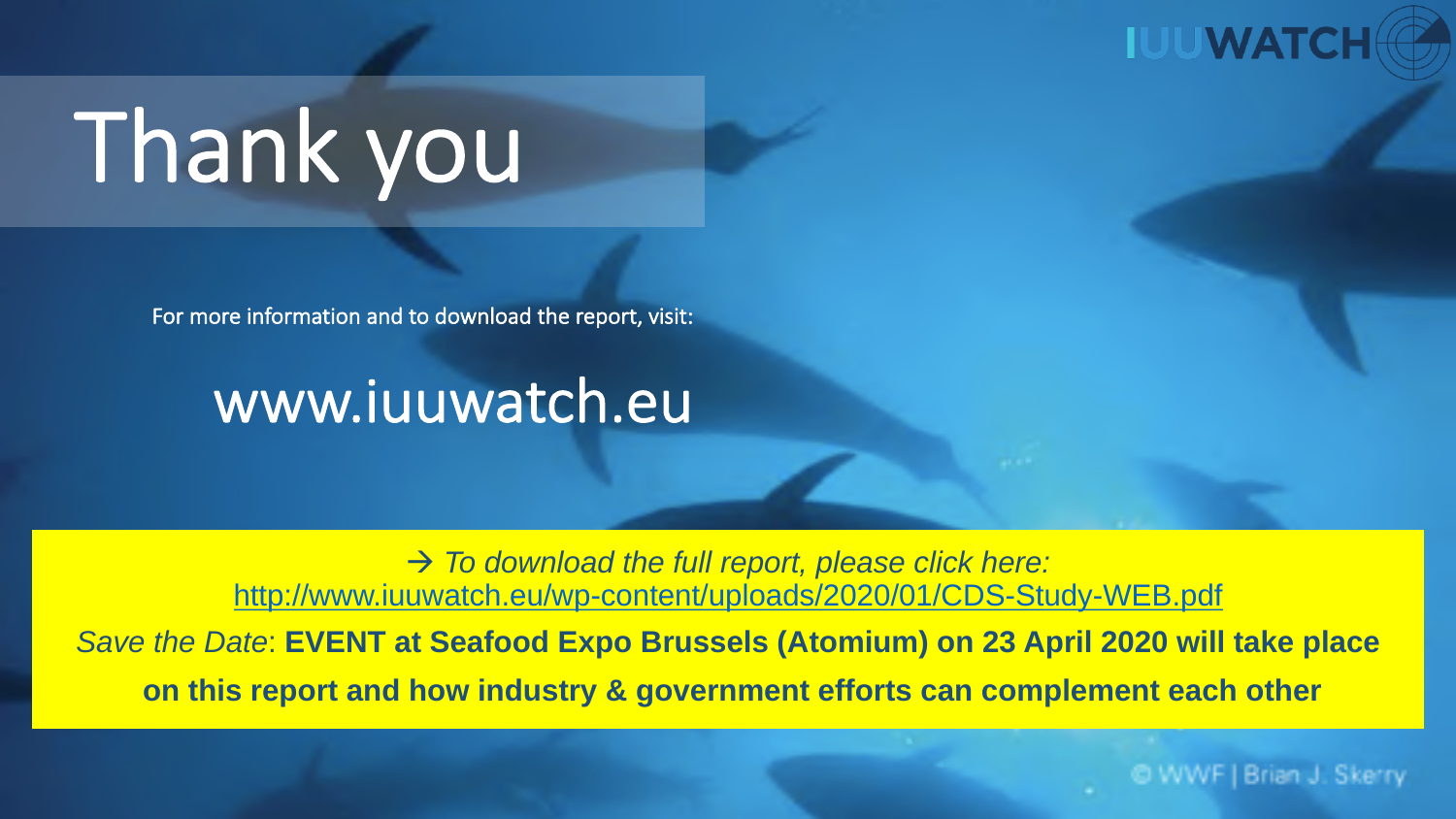# Thank you

For more information and to download the report, visit:

www.iuuwatch.eu

→ *To download the full report, please click here:*
http://www.iuuwatch.eu/wp-content/uploads/2020/01/CDS-Study-WEB.pdf

*Save the Date*: **EVENT at Seafood Expo Brussels (Atomium) on 23 April 2020 will take place on this report and how industry & government efforts can complement each other**

© WWF | Brian J. Skerry